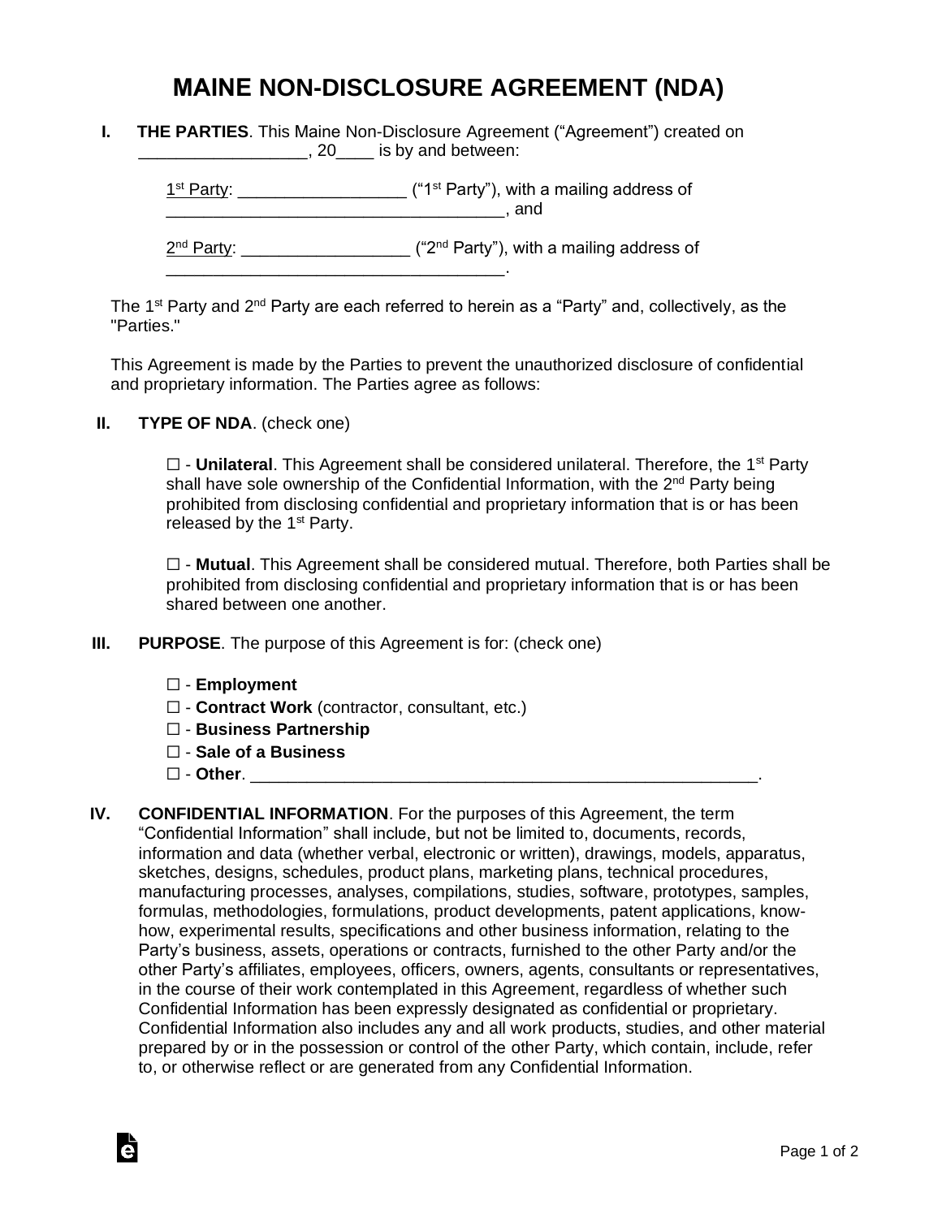# MAINE NON-DISCLOSURE AGREEMENT (NDA)

**I. THE PARTIES**. This Maine Non-Disclosure Agreement ("Agreement") created on __________________, 20____ is by and between:

1st Party: _________________ ("1st Party"), with a mailing address of ____________________________________, and

2nd Party: _________________ ("2nd Party"), with a mailing address of ____________________________________.

The 1st Party and 2nd Party are each referred to herein as a "Party" and, collectively, as the "Parties."

This Agreement is made by the Parties to prevent the unauthorized disclosure of confidential and proprietary information. The Parties agree as follows:

**II. TYPE OF NDA**. (check one)

☐ - **Unilateral**. This Agreement shall be considered unilateral. Therefore, the 1st Party shall have sole ownership of the Confidential Information, with the 2nd Party being prohibited from disclosing confidential and proprietary information that is or has been released by the 1st Party.

☐ - **Mutual**. This Agreement shall be considered mutual. Therefore, both Parties shall be prohibited from disclosing confidential and proprietary information that is or has been shared between one another.

**III. PURPOSE**. The purpose of this Agreement is for: (check one)

☐ - **Employment**
☐ - **Contract Work** (contractor, consultant, etc.)
☐ - **Business Partnership**
☐ - **Sale of a Business**
☐ - **Other**. _______________________________________________________.

**IV. CONFIDENTIAL INFORMATION**. For the purposes of this Agreement, the term "Confidential Information" shall include, but not be limited to, documents, records, information and data (whether verbal, electronic or written), drawings, models, apparatus, sketches, designs, schedules, product plans, marketing plans, technical procedures, manufacturing processes, analyses, compilations, studies, software, prototypes, samples, formulas, methodologies, formulations, product developments, patent applications, know-how, experimental results, specifications and other business information, relating to the Party's business, assets, operations or contracts, furnished to the other Party and/or the other Party's affiliates, employees, officers, owners, agents, consultants or representatives, in the course of their work contemplated in this Agreement, regardless of whether such Confidential Information has been expressly designated as confidential or proprietary. Confidential Information also includes any and all work products, studies, and other material prepared by or in the possession or control of the other Party, which contain, include, refer to, or otherwise reflect or are generated from any Confidential Information.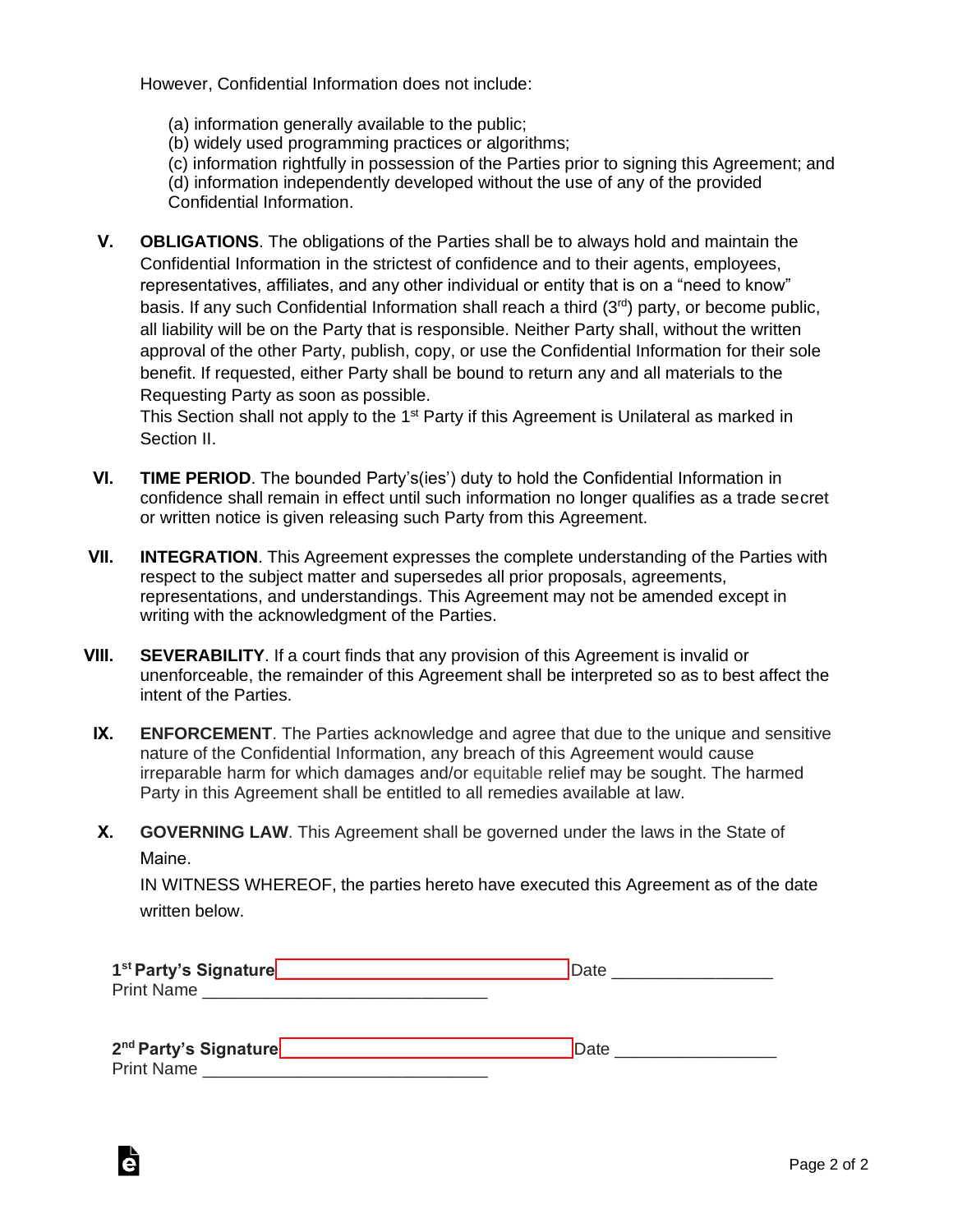However, Confidential Information does not include:

(a) information generally available to the public;
(b) widely used programming practices or algorithms;
(c) information rightfully in possession of the Parties prior to signing this Agreement; and
(d) information independently developed without the use of any of the provided Confidential Information.

**V. OBLIGATIONS**. The obligations of the Parties shall be to always hold and maintain the Confidential Information in the strictest of confidence and to their agents, employees, representatives, affiliates, and any other individual or entity that is on a "need to know" basis. If any such Confidential Information shall reach a third (3rd) party, or become public, all liability will be on the Party that is responsible. Neither Party shall, without the written approval of the other Party, publish, copy, or use the Confidential Information for their sole benefit. If requested, either Party shall be bound to return any and all materials to the Requesting Party as soon as possible.

This Section shall not apply to the 1st Party if this Agreement is Unilateral as marked in Section II.

**VI. TIME PERIOD**. The bounded Party's(ies') duty to hold the Confidential Information in confidence shall remain in effect until such information no longer qualifies as a trade secret or written notice is given releasing such Party from this Agreement.

**VII. INTEGRATION**. This Agreement expresses the complete understanding of the Parties with respect to the subject matter and supersedes all prior proposals, agreements, representations, and understandings. This Agreement may not be amended except in writing with the acknowledgment of the Parties.

**VIII. SEVERABILITY**. If a court finds that any provision of this Agreement is invalid or unenforceable, the remainder of this Agreement shall be interpreted so as to best affect the intent of the Parties.

**IX. ENFORCEMENT**. The Parties acknowledge and agree that due to the unique and sensitive nature of the Confidential Information, any breach of this Agreement would cause irreparable harm for which damages and/or equitable relief may be sought. The harmed Party in this Agreement shall be entitled to all remedies available at law.

**X. GOVERNING LAW**. This Agreement shall be governed under the laws in the State of Maine.

IN WITNESS WHEREOF, the parties hereto have executed this Agreement as of the date written below.

**1st Party's Signature** ________________________________ Date ________________
Print Name ________________________________

**2nd Party's Signature** ________________________________ Date ________________
Print Name ________________________________